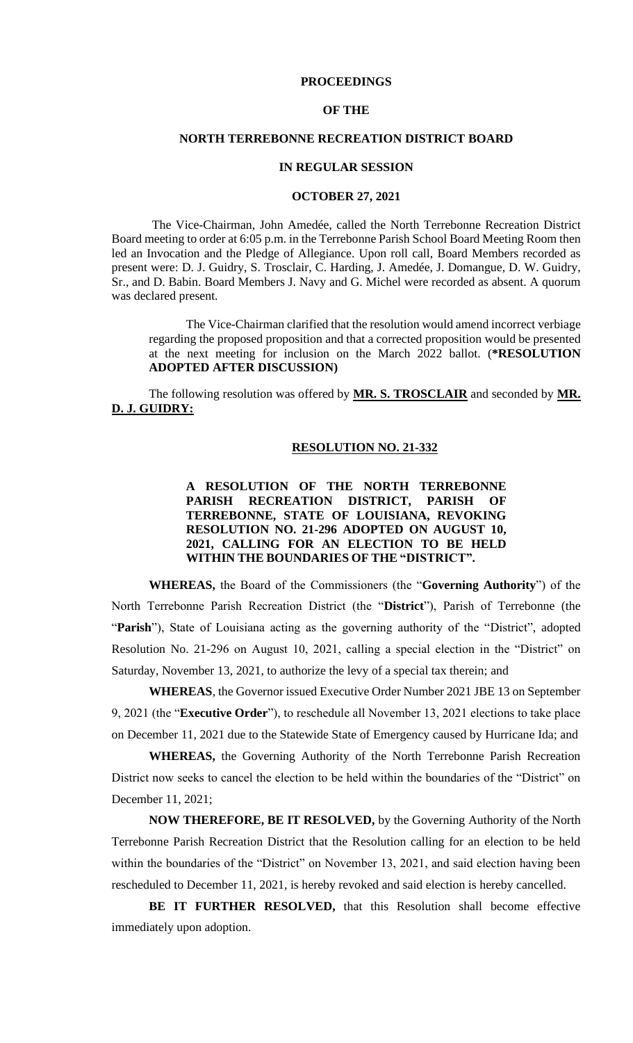**PROCEEDINGS**

**OF THE**

**NORTH TERREBONNE RECREATION DISTRICT BOARD**

**IN REGULAR SESSION**

**OCTOBER 27, 2021**

The Vice-Chairman, John Amedée, called the North Terrebonne Recreation District Board meeting to order at 6:05 p.m. in the Terrebonne Parish School Board Meeting Room then led an Invocation and the Pledge of Allegiance. Upon roll call, Board Members recorded as present were: D. J. Guidry, S. Trosclair, C. Harding, J. Amedée, J. Domangue, D. W. Guidry, Sr., and D. Babin. Board Members J. Navy and G. Michel were recorded as absent. A quorum was declared present.

> The Vice-Chairman clarified that the resolution would amend incorrect verbiage regarding the proposed proposition and that a corrected proposition would be presented at the next meeting for inclusion on the March 2022 ballot. (**\*RESOLUTION ADOPTED AFTER DISCUSSION)**

The following resolution was offered by **MR. S. TROSCLAIR** and seconded by **MR. D. J. GUIDRY:**

**RESOLUTION NO. 21-332**

**A RESOLUTION OF THE NORTH TERREBONNE PARISH RECREATION DISTRICT, PARISH OF TERREBONNE, STATE OF LOUISIANA, REVOKING RESOLUTION NO. 21-296 ADOPTED ON AUGUST 10, 2021, CALLING FOR AN ELECTION TO BE HELD WITHIN THE BOUNDARIES OF THE "DISTRICT".**

**WHEREAS,** the Board of the Commissioners (the "**Governing Authority**") of the North Terrebonne Parish Recreation District (the "**District**"), Parish of Terrebonne (the "**Parish**"), State of Louisiana acting as the governing authority of the "District", adopted Resolution No. 21-296 on August 10, 2021, calling a special election in the "District" on Saturday, November 13, 2021, to authorize the levy of a special tax therein; and

**WHEREAS**, the Governor issued Executive Order Number 2021 JBE 13 on September 9, 2021 (the "**Executive Order**"), to reschedule all November 13, 2021 elections to take place on December 11, 2021 due to the Statewide State of Emergency caused by Hurricane Ida; and

**WHEREAS,** the Governing Authority of the North Terrebonne Parish Recreation District now seeks to cancel the election to be held within the boundaries of the "District" on December 11, 2021;

**NOW THEREFORE, BE IT RESOLVED,** by the Governing Authority of the North Terrebonne Parish Recreation District that the Resolution calling for an election to be held within the boundaries of the "District" on November 13, 2021, and said election having been rescheduled to December 11, 2021, is hereby revoked and said election is hereby cancelled.

**BE IT FURTHER RESOLVED,** that this Resolution shall become effective immediately upon adoption.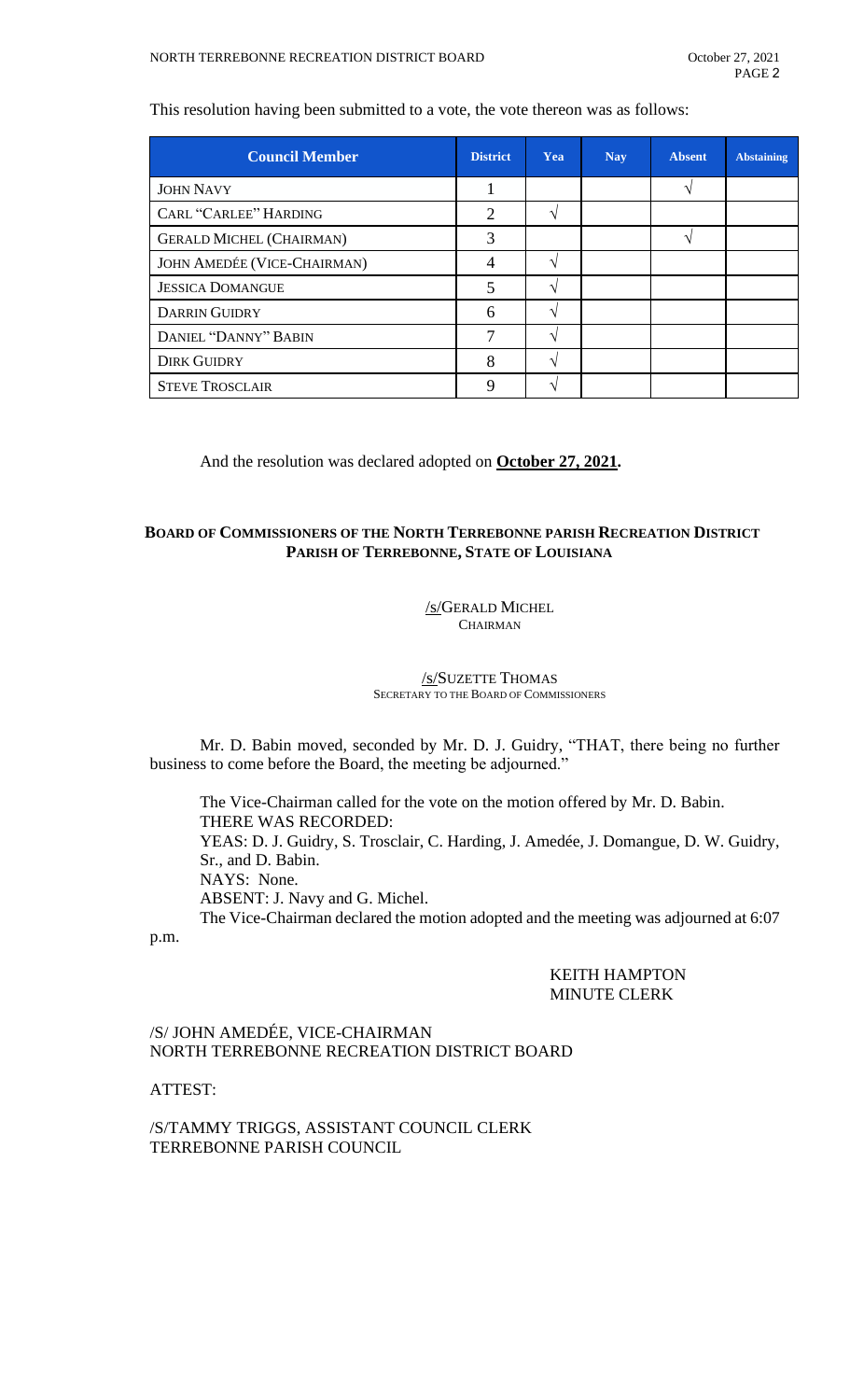This resolution having been submitted to a vote, the vote thereon was as follows:

| Council Member | District | Yea | Nay | Absent | Abstaining |
|---|---|---|---|---|---|
| JOHN NAVY | 1 | | | √ | |
| CARL "CARLEE" HARDING | 2 | √ | | | |
| GERALD MICHEL (CHAIRMAN) | 3 | | | √ | |
| JOHN AMEDÉE (VICE-CHAIRMAN) | 4 | √ | | | |
| JESSICA DOMANGUE | 5 | √ | | | |
| DARRIN GUIDRY | 6 | √ | | | |
| DANIEL "DANNY" BABIN | 7 | √ | | | |
| DIRK GUIDRY | 8 | √ | | | |
| STEVE TROSCLAIR | 9 | √ | | | |

And the resolution was declared adopted on **October 27, 2021.**

**BOARD OF COMMISSIONERS OF THE NORTH TERREBONNE PARISH RECREATION DISTRICT PARISH OF TERREBONNE, STATE OF LOUISIANA**

/s/GERALD MICHEL
CHAIRMAN

/s/SUZETTE THOMAS
SECRETARY TO THE BOARD OF COMMISSIONERS

Mr. D. Babin moved, seconded by Mr. D. J. Guidry, "THAT, there being no further business to come before the Board, the meeting be adjourned."

The Vice-Chairman called for the vote on the motion offered by Mr. D. Babin.
THERE WAS RECORDED:
YEAS: D. J. Guidry, S. Trosclair, C. Harding, J. Amedée, J. Domangue, D. W. Guidry, Sr., and D. Babin.
NAYS: None.
ABSENT: J. Navy and G. Michel.
The Vice-Chairman declared the motion adopted and the meeting was adjourned at 6:07 p.m.

KEITH HAMPTON
MINUTE CLERK

/S/ JOHN AMEDÉE, VICE-CHAIRMAN
NORTH TERREBONNE RECREATION DISTRICT BOARD

ATTEST:

/S/TAMMY TRIGGS, ASSISTANT COUNCIL CLERK
TERREBONNE PARISH COUNCIL